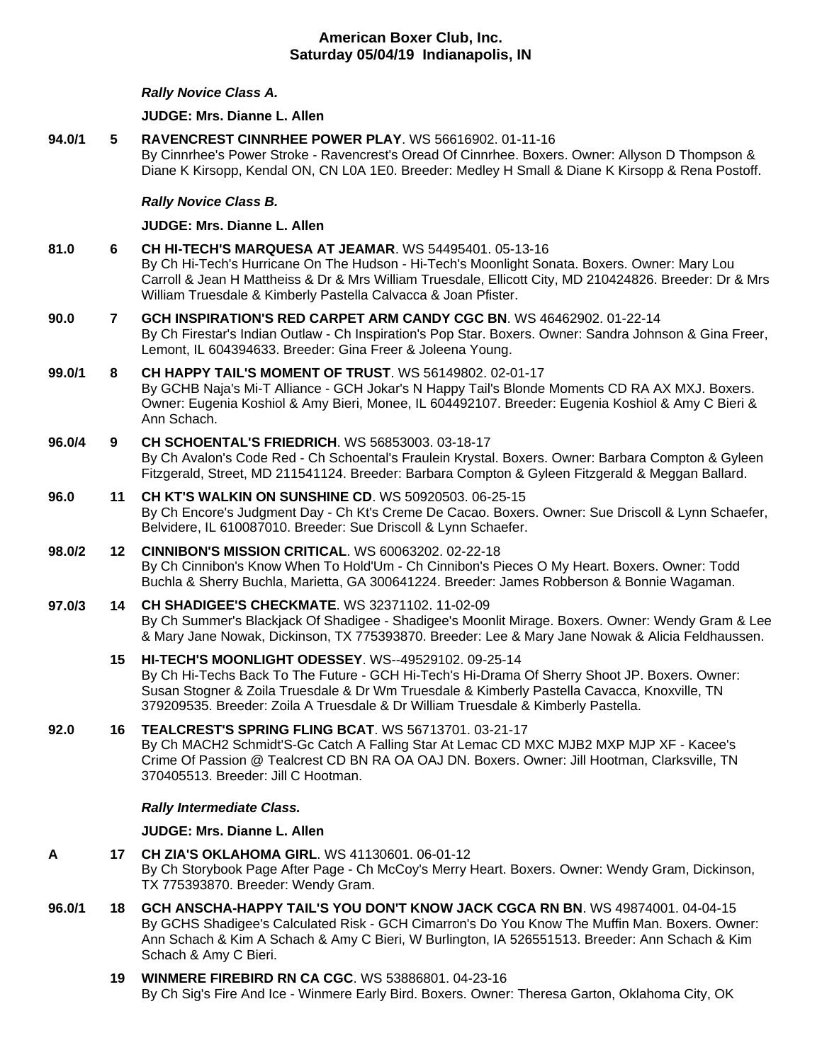# American Boxer Club, Inc.
## Saturday 05/04/19 Indianapolis, IN

***Rally Novice Class A.***

**JUDGE: Mrs. Dianne L. Allen**

**94.0/1** **5** **RAVENCREST CINNRHEE POWER PLAY**. WS 56616902. 01-11-16
By Cinnrhee's Power Stroke - Ravencrest's Oread Of Cinnrhee. Boxers. Owner: Allyson D Thompson & Diane K Kirsopp, Kendal ON, CN L0A 1E0. Breeder: Medley H Small & Diane K Kirsopp & Rena Postoff.

***Rally Novice Class B.***

**JUDGE: Mrs. Dianne L. Allen**

**81.0** **6** **CH HI-TECH'S MARQUESA AT JEAMAR**. WS 54495401. 05-13-16
By Ch Hi-Tech's Hurricane On The Hudson - Hi-Tech's Moonlight Sonata. Boxers. Owner: Mary Lou Carroll & Jean H Mattheiss & Dr & Mrs William Truesdale, Ellicott City, MD 210424826. Breeder: Dr & Mrs William Truesdale & Kimberly Pastella Calvacca & Joan Pfister.

**90.0** **7** **GCH INSPIRATION'S RED CARPET ARM CANDY CGC BN**. WS 46462902. 01-22-14
By Ch Firestar's Indian Outlaw - Ch Inspiration's Pop Star. Boxers. Owner: Sandra Johnson & Gina Freer, Lemont, IL 604394633. Breeder: Gina Freer & Joleena Young.

**99.0/1** **8** **CH HAPPY TAIL'S MOMENT OF TRUST**. WS 56149802. 02-01-17
By GCHB Naja's Mi-T Alliance - GCH Jokar's N Happy Tail's Blonde Moments CD RA AX MXJ. Boxers. Owner: Eugenia Koshiol & Amy Bieri, Monee, IL 604492107. Breeder: Eugenia Koshiol & Amy C Bieri & Ann Schach.

**96.0/4** **9** **CH SCHOENTAL'S FRIEDRICH**. WS 56853003. 03-18-17
By Ch Avalon's Code Red - Ch Schoental's Fraulein Krystal. Boxers. Owner: Barbara Compton & Gyleen Fitzgerald, Street, MD 211541124. Breeder: Barbara Compton & Gyleen Fitzgerald & Meggan Ballard.

**96.0** **11** **CH KT'S WALKIN ON SUNSHINE CD**. WS 50920503. 06-25-15
By Ch Encore's Judgment Day - Ch Kt's Creme De Cacao. Boxers. Owner: Sue Driscoll & Lynn Schaefer, Belvidere, IL 610087010. Breeder: Sue Driscoll & Lynn Schaefer.

**98.0/2** **12** **CINNIBON'S MISSION CRITICAL**. WS 60063202. 02-22-18
By Ch Cinnibon's Know When To Hold'Um - Ch Cinnibon's Pieces O My Heart. Boxers. Owner: Todd Buchla & Sherry Buchla, Marietta, GA 300641224. Breeder: James Robberson & Bonnie Wagaman.

**97.0/3** **14** **CH SHADIGEE'S CHECKMATE**. WS 32371102. 11-02-09
By Ch Summer's Blackjack Of Shadigee - Shadigee's Moonlit Mirage. Boxers. Owner: Wendy Gram & Lee & Mary Jane Nowak, Dickinson, TX 775393870. Breeder: Lee & Mary Jane Nowak & Alicia Feldhaussen.

**15** **HI-TECH'S MOONLIGHT ODESSEY**. WS--49529102. 09-25-14
By Ch Hi-Techs Back To The Future - GCH Hi-Tech's Hi-Drama Of Sherry Shoot JP. Boxers. Owner: Susan Stogner & Zoila Truesdale & Dr Wm Truesdale & Kimberly Pastella Cavacca, Knoxville, TN 379209535. Breeder: Zoila A Truesdale & Dr William Truesdale & Kimberly Pastella.

**92.0** **16** **TEALCREST'S SPRING FLING BCAT**. WS 56713701. 03-21-17
By Ch MACH2 Schmidt'S-Gc Catch A Falling Star At Lemac CD MXC MJB2 MXP MJP XF - Kacee's Crime Of Passion @ Tealcrest CD BN RA OA OAJ DN. Boxers. Owner: Jill Hootman, Clarksville, TN 370405513. Breeder: Jill C Hootman.

***Rally Intermediate Class.***

**JUDGE: Mrs. Dianne L. Allen**

**A** **17** **CH ZIA'S OKLAHOMA GIRL**. WS 41130601. 06-01-12
By Ch Storybook Page After Page - Ch McCoy's Merry Heart. Boxers. Owner: Wendy Gram, Dickinson, TX 775393870. Breeder: Wendy Gram.

**96.0/1** **18** **GCH ANSCHA-HAPPY TAIL'S YOU DON'T KNOW JACK CGCA RN BN**. WS 49874001. 04-04-15
By GCHS Shadigee's Calculated Risk - GCH Cimarron's Do You Know The Muffin Man. Boxers. Owner: Ann Schach & Kim A Schach & Amy C Bieri, W Burlington, IA 526551513. Breeder: Ann Schach & Kim Schach & Amy C Bieri.

**19** **WINMERE FIREBIRD RN CA CGC**. WS 53886801. 04-23-16
By Ch Sig's Fire And Ice - Winmere Early Bird. Boxers. Owner: Theresa Garton, Oklahoma City, OK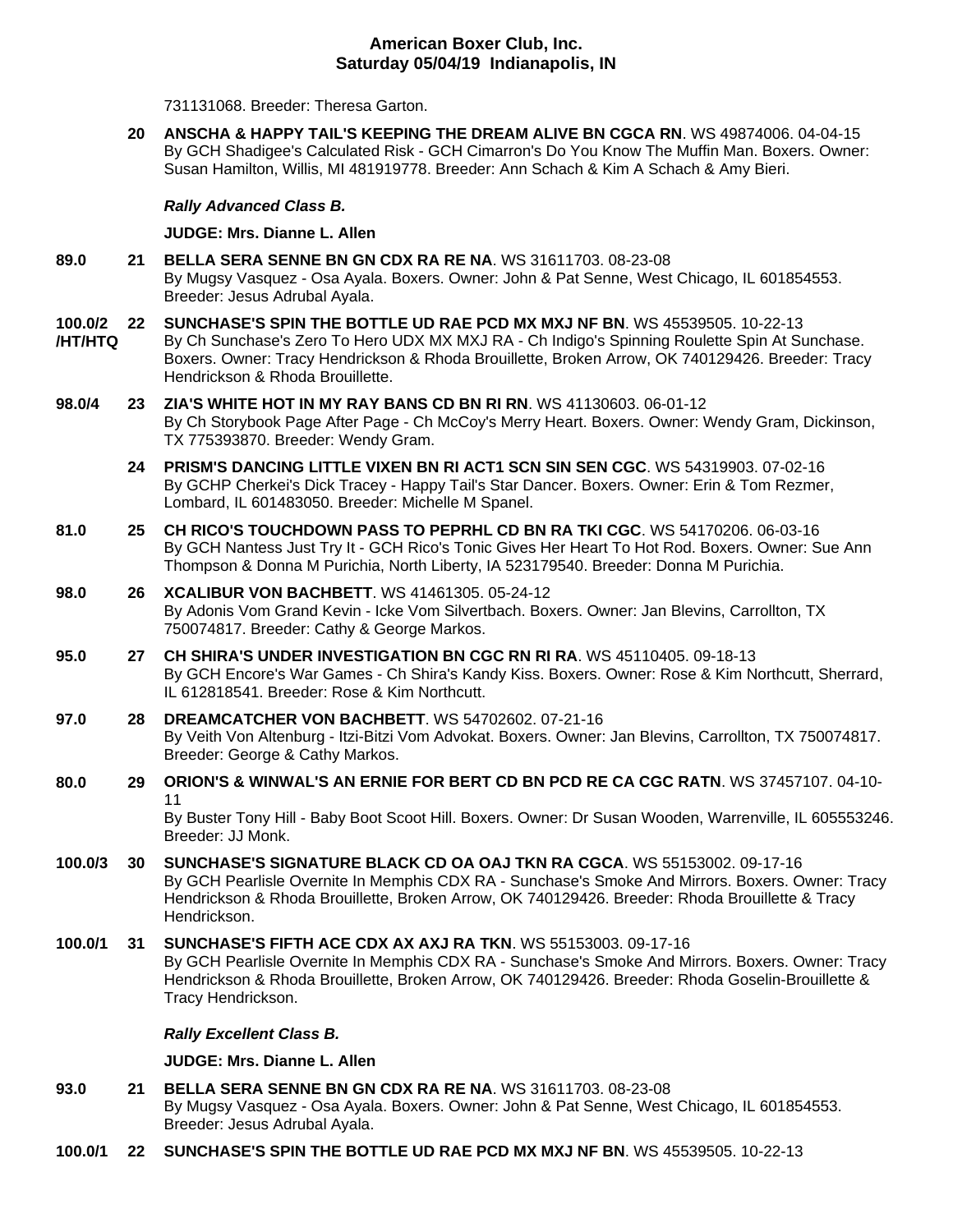731131068. Breeder: Theresa Garton.

**20** **ANSCHA & HAPPY TAIL'S KEEPING THE DREAM ALIVE BN CGCA RN**. WS 49874006. 04-04-15
By GCH Shadigee's Calculated Risk - GCH Cimarron's Do You Know The Muffin Man. Boxers. Owner: Susan Hamilton, Willis, MI 481919778. Breeder: Ann Schach & Kim A Schach & Amy Bieri.

***Rally Advanced Class B.***

**JUDGE: Mrs. Dianne L. Allen**

**89.0** **21** **BELLA SERA SENNE BN GN CDX RA RE NA**. WS 31611703. 08-23-08
By Mugsy Vasquez - Osa Ayala. Boxers. Owner: John & Pat Senne, West Chicago, IL 601854553. Breeder: Jesus Adrubal Ayala.

**100.0/2 /HT/HTQ** **22** **SUNCHASE'S SPIN THE BOTTLE UD RAE PCD MX MXJ NF BN**. WS 45539505. 10-22-13
By Ch Sunchase's Zero To Hero UDX MX MXJ RA - Ch Indigo's Spinning Roulette Spin At Sunchase. Boxers. Owner: Tracy Hendrickson & Rhoda Brouillette, Broken Arrow, OK 740129426. Breeder: Tracy Hendrickson & Rhoda Brouillette.

**98.0/4** **23** **ZIA'S WHITE HOT IN MY RAY BANS CD BN RI RN**. WS 41130603. 06-01-12
By Ch Storybook Page After Page - Ch McCoy's Merry Heart. Boxers. Owner: Wendy Gram, Dickinson, TX 775393870. Breeder: Wendy Gram.

**24** **PRISM'S DANCING LITTLE VIXEN BN RI ACT1 SCN SIN SEN CGC**. WS 54319903. 07-02-16
By GCHP Cherkei's Dick Tracey - Happy Tail's Star Dancer. Boxers. Owner: Erin & Tom Rezmer, Lombard, IL 601483050. Breeder: Michelle M Spanel.

**81.0** **25** **CH RICO'S TOUCHDOWN PASS TO PEPRHL CD BN RA TKI CGC**. WS 54170206. 06-03-16
By GCH Nantess Just Try It - GCH Rico's Tonic Gives Her Heart To Hot Rod. Boxers. Owner: Sue Ann Thompson & Donna M Purichia, North Liberty, IA 523179540. Breeder: Donna M Purichia.

**98.0** **26** **XCALIBUR VON BACHBETT**. WS 41461305. 05-24-12
By Adonis Vom Grand Kevin - Icke Vom Silvertbach. Boxers. Owner: Jan Blevins, Carrollton, TX 750074817. Breeder: Cathy & George Markos.

**95.0** **27** **CH SHIRA'S UNDER INVESTIGATION BN CGC RN RI RA**. WS 45110405. 09-18-13
By GCH Encore's War Games - Ch Shira's Kandy Kiss. Boxers. Owner: Rose & Kim Northcutt, Sherrard, IL 612818541. Breeder: Rose & Kim Northcutt.

**97.0** **28** **DREAMCATCHER VON BACHBETT**. WS 54702602. 07-21-16
By Veith Von Altenburg - Itzi-Bitzi Vom Advokat. Boxers. Owner: Jan Blevins, Carrollton, TX 750074817. Breeder: George & Cathy Markos.

**80.0** **29** **ORION'S & WINWAL'S AN ERNIE FOR BERT CD BN PCD RE CA CGC RATN**. WS 37457107. 04-10-11
By Buster Tony Hill - Baby Boot Scoot Hill. Boxers. Owner: Dr Susan Wooden, Warrenville, IL 605553246. Breeder: JJ Monk.

**100.0/3** **30** **SUNCHASE'S SIGNATURE BLACK CD OA OAJ TKN RA CGCA**. WS 55153002. 09-17-16
By GCH Pearlisle Overnite In Memphis CDX RA - Sunchase's Smoke And Mirrors. Boxers. Owner: Tracy Hendrickson & Rhoda Brouillette, Broken Arrow, OK 740129426. Breeder: Rhoda Brouillette & Tracy Hendrickson.

**100.0/1** **31** **SUNCHASE'S FIFTH ACE CDX AX AXJ RA TKN**. WS 55153003. 09-17-16
By GCH Pearlisle Overnite In Memphis CDX RA - Sunchase's Smoke And Mirrors. Boxers. Owner: Tracy Hendrickson & Rhoda Brouillette, Broken Arrow, OK 740129426. Breeder: Rhoda Goselin-Brouillette & Tracy Hendrickson.

***Rally Excellent Class B.***

**JUDGE: Mrs. Dianne L. Allen**

**93.0** **21** **BELLA SERA SENNE BN GN CDX RA RE NA**. WS 31611703. 08-23-08
By Mugsy Vasquez - Osa Ayala. Boxers. Owner: John & Pat Senne, West Chicago, IL 601854553. Breeder: Jesus Adrubal Ayala.

**100.0/1** **22** **SUNCHASE'S SPIN THE BOTTLE UD RAE PCD MX MXJ NF BN**. WS 45539505. 10-22-13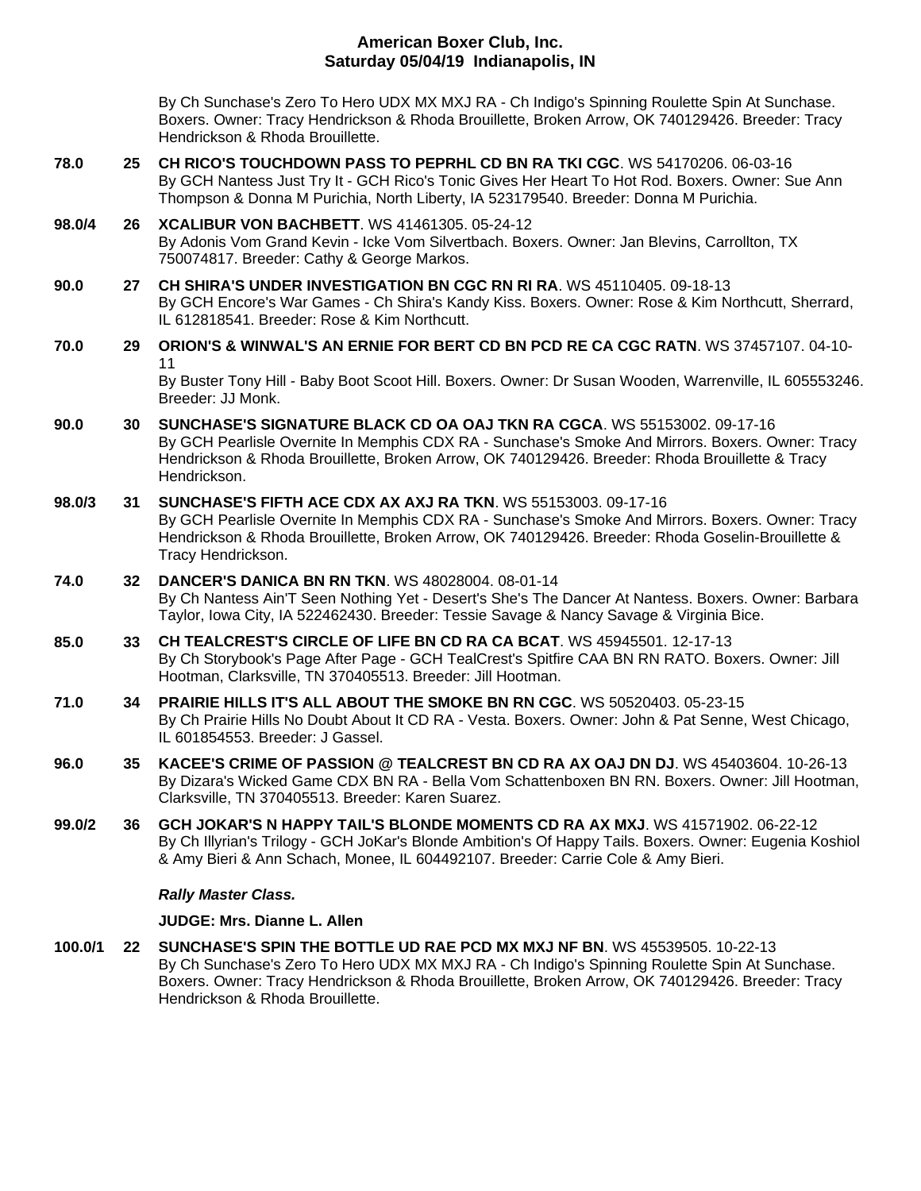By Ch Sunchase's Zero To Hero UDX MX MXJ RA - Ch Indigo's Spinning Roulette Spin At Sunchase. Boxers. Owner: Tracy Hendrickson & Rhoda Brouillette, Broken Arrow, OK 740129426. Breeder: Tracy Hendrickson & Rhoda Brouillette.

**78.0** **25** **CH RICO'S TOUCHDOWN PASS TO PEPRHL CD BN RA TKI CGC**. WS 54170206. 06-03-16
By GCH Nantess Just Try It - GCH Rico's Tonic Gives Her Heart To Hot Rod. Boxers. Owner: Sue Ann Thompson & Donna M Purichia, North Liberty, IA 523179540. Breeder: Donna M Purichia.

**98.0/4** **26** **XCALIBUR VON BACHBETT**. WS 41461305. 05-24-12
By Adonis Vom Grand Kevin - Icke Vom Silvertbach. Boxers. Owner: Jan Blevins, Carrollton, TX 750074817. Breeder: Cathy & George Markos.

**90.0** **27** **CH SHIRA'S UNDER INVESTIGATION BN CGC RN RI RA**. WS 45110405. 09-18-13
By GCH Encore's War Games - Ch Shira's Kandy Kiss. Boxers. Owner: Rose & Kim Northcutt, Sherrard, IL 612818541. Breeder: Rose & Kim Northcutt.

**70.0** **29** **ORION'S & WINWAL'S AN ERNIE FOR BERT CD BN PCD RE CA CGC RATN**. WS 37457107. 04-10-11
By Buster Tony Hill - Baby Boot Scoot Hill. Boxers. Owner: Dr Susan Wooden, Warrenville, IL 605553246. Breeder: JJ Monk.

**90.0** **30** **SUNCHASE'S SIGNATURE BLACK CD OA OAJ TKN RA CGCA**. WS 55153002. 09-17-16
By GCH Pearlisle Overnite In Memphis CDX RA - Sunchase's Smoke And Mirrors. Boxers. Owner: Tracy Hendrickson & Rhoda Brouillette, Broken Arrow, OK 740129426. Breeder: Rhoda Brouillette & Tracy Hendrickson.

**98.0/3** **31** **SUNCHASE'S FIFTH ACE CDX AX AXJ RA TKN**. WS 55153003. 09-17-16
By GCH Pearlisle Overnite In Memphis CDX RA - Sunchase's Smoke And Mirrors. Boxers. Owner: Tracy Hendrickson & Rhoda Brouillette, Broken Arrow, OK 740129426. Breeder: Rhoda Goselin-Brouillette & Tracy Hendrickson.

**74.0** **32** **DANCER'S DANICA BN RN TKN**. WS 48028004. 08-01-14
By Ch Nantess Ain'T Seen Nothing Yet - Desert's She's The Dancer At Nantess. Boxers. Owner: Barbara Taylor, Iowa City, IA 522462430. Breeder: Tessie Savage & Nancy Savage & Virginia Bice.

**85.0** **33** **CH TEALCREST'S CIRCLE OF LIFE BN CD RA CA BCAT**. WS 45945501. 12-17-13
By Ch Storybook's Page After Page - GCH TealCrest's Spitfire CAA BN RN RATO. Boxers. Owner: Jill Hootman, Clarksville, TN 370405513. Breeder: Jill Hootman.

**71.0** **34** **PRAIRIE HILLS IT'S ALL ABOUT THE SMOKE BN RN CGC**. WS 50520403. 05-23-15
By Ch Prairie Hills No Doubt About It CD RA - Vesta. Boxers. Owner: John & Pat Senne, West Chicago, IL 601854553. Breeder: J Gassel.

**96.0** **35** **KACEE'S CRIME OF PASSION @ TEALCREST BN CD RA AX OAJ DN DJ**. WS 45403604. 10-26-13
By Dizara's Wicked Game CDX BN RA - Bella Vom Schattenboxen BN RN. Boxers. Owner: Jill Hootman, Clarksville, TN 370405513. Breeder: Karen Suarez.

**99.0/2** **36** **GCH JOKAR'S N HAPPY TAIL'S BLONDE MOMENTS CD RA AX MXJ**. WS 41571902. 06-22-12
By Ch Illyrian's Trilogy - GCH JoKar's Blonde Ambition's Of Happy Tails. Boxers. Owner: Eugenia Koshiol & Amy Bieri & Ann Schach, Monee, IL 604492107. Breeder: Carrie Cole & Amy Bieri.

***Rally Master Class.***

**JUDGE: Mrs. Dianne L. Allen**

**100.0/1** **22** **SUNCHASE'S SPIN THE BOTTLE UD RAE PCD MX MXJ NF BN**. WS 45539505. 10-22-13
By Ch Sunchase's Zero To Hero UDX MX MXJ RA - Ch Indigo's Spinning Roulette Spin At Sunchase. Boxers. Owner: Tracy Hendrickson & Rhoda Brouillette, Broken Arrow, OK 740129426. Breeder: Tracy Hendrickson & Rhoda Brouillette.